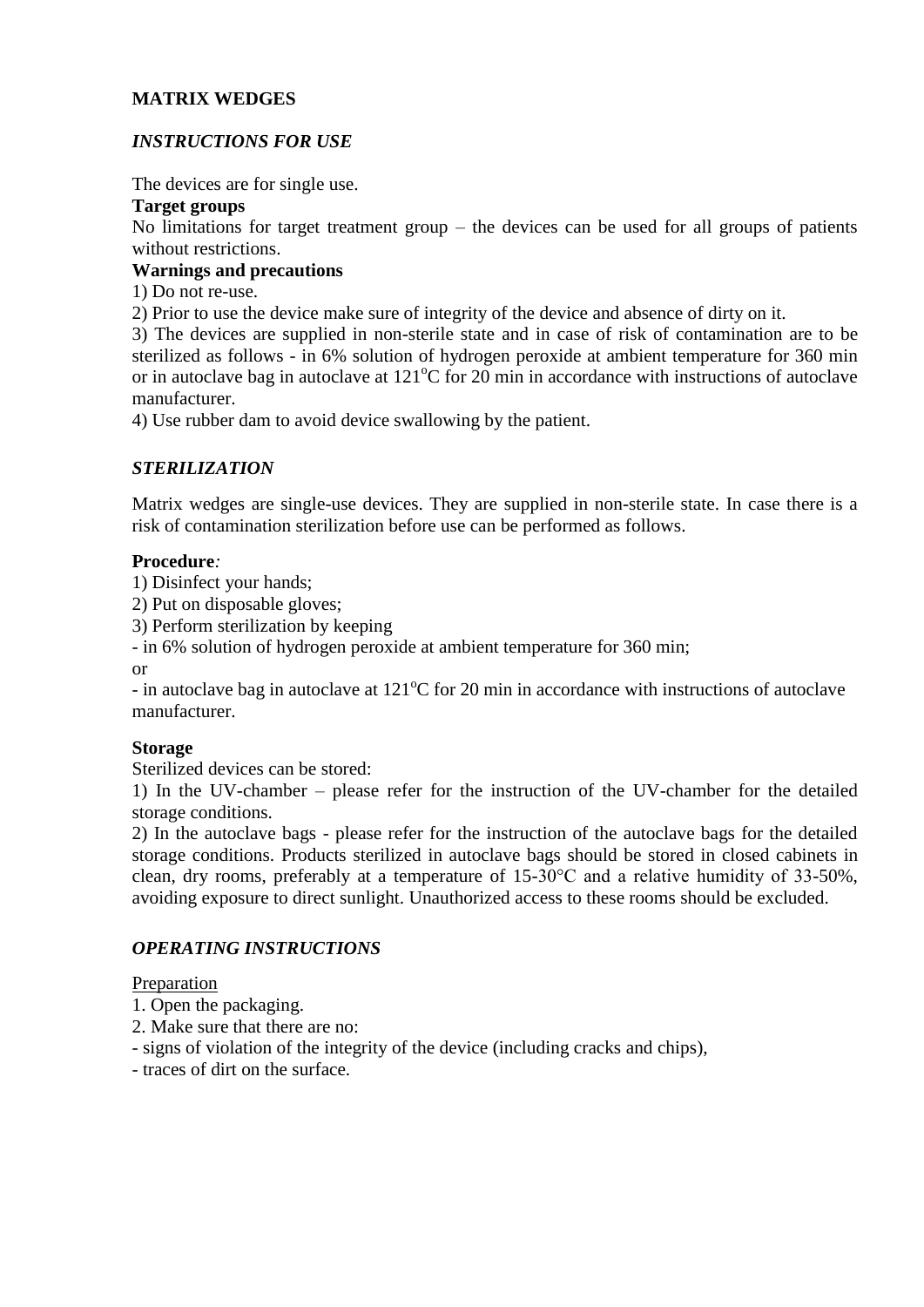**MATRIX WEDGES**

***INSTRUCTIONS FOR USE***

The devices are for single use.

**Target groups**

No limitations for target treatment group – the devices can be used for all groups of patients without restrictions.

**Warnings and precautions**

1) Do not re-use.

2) Prior to use the device make sure of integrity of the device and absence of dirty on it.

3) The devices are supplied in non-sterile state and in case of risk of contamination are to be sterilized as follows - in 6% solution of hydrogen peroxide at ambient temperature for 360 min or in autoclave bag in autoclave at 121$^{o}$C for 20 min in accordance with instructions of autoclave manufacturer.

4) Use rubber dam to avoid device swallowing by the patient.

***STERILIZATION***

Matrix wedges are single-use devices. They are supplied in non-sterile state. In case there is a risk of contamination sterilization before use can be performed as follows.

**Procedure***:*

1) Disinfect your hands;

2) Put on disposable gloves;

3) Perform sterilization by keeping

- in 6% solution of hydrogen peroxide at ambient temperature for 360 min;

or

- in autoclave bag in autoclave at 121$^{o}$C for 20 min in accordance with instructions of autoclave manufacturer.

**Storage**

Sterilized devices can be stored:

1) In the UV-chamber – please refer for the instruction of the UV-chamber for the detailed storage conditions.

2) In the autoclave bags - please refer for the instruction of the autoclave bags for the detailed storage conditions. Products sterilized in autoclave bags should be stored in closed cabinets in clean, dry rooms, preferably at a temperature of 15-30°C and a relative humidity of 33-50%, avoiding exposure to direct sunlight. Unauthorized access to these rooms should be excluded.

***OPERATING INSTRUCTIONS***

Preparation

1. Open the packaging.
2. Make sure that there are no:

- signs of violation of the integrity of the device (including cracks and chips),
- traces of dirt on the surface.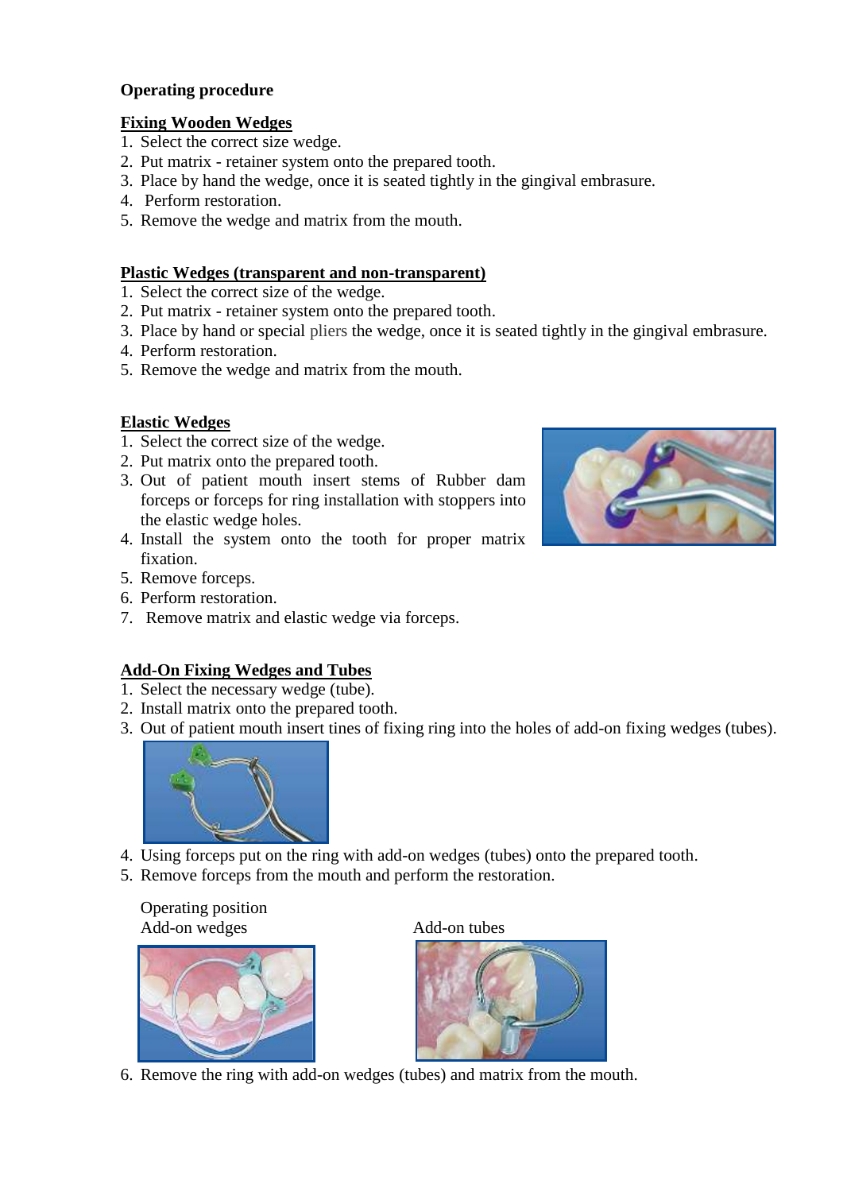**Operating procedure**

**Fixing Wooden Wedges**

1. Select the correct size wedge.
2. Put matrix - retainer system onto the prepared tooth.
3. Place by hand the wedge, once it is seated tightly in the gingival embrasure.
4. Perform restoration.
5. Remove the wedge and matrix from the mouth.

**Plastic Wedges (transparent and non-transparent)**

1. Select the correct size of the wedge.
2. Put matrix - retainer system onto the prepared tooth.
3. Place by hand or special pliers the wedge, once it is seated tightly in the gingival embrasure.
4. Perform restoration.
5. Remove the wedge and matrix from the mouth.

**Elastic Wedges**

1. Select the correct size of the wedge.
2. Put matrix onto the prepared tooth.
3. Out of patient mouth insert stems of Rubber dam forceps or forceps for ring installation with stoppers into the elastic wedge holes.
4. Install the system onto the tooth for proper matrix fixation.
5. Remove forceps.
6. Perform restoration.
7. Remove matrix and elastic wedge via forceps.

**Add-On Fixing Wedges and Tubes**

1. Select the necessary wedge (tube).
2. Install matrix onto the prepared tooth.
3. Out of patient mouth insert tines of fixing ring into the holes of add-on fixing wedges (tubes).
4. Using forceps put on the ring with add-on wedges (tubes) onto the prepared tooth.
5. Remove forceps from the mouth and perform the restoration.

Operating position

Add-on wedges

Add-on tubes

6. Remove the ring with add-on wedges (tubes) and matrix from the mouth.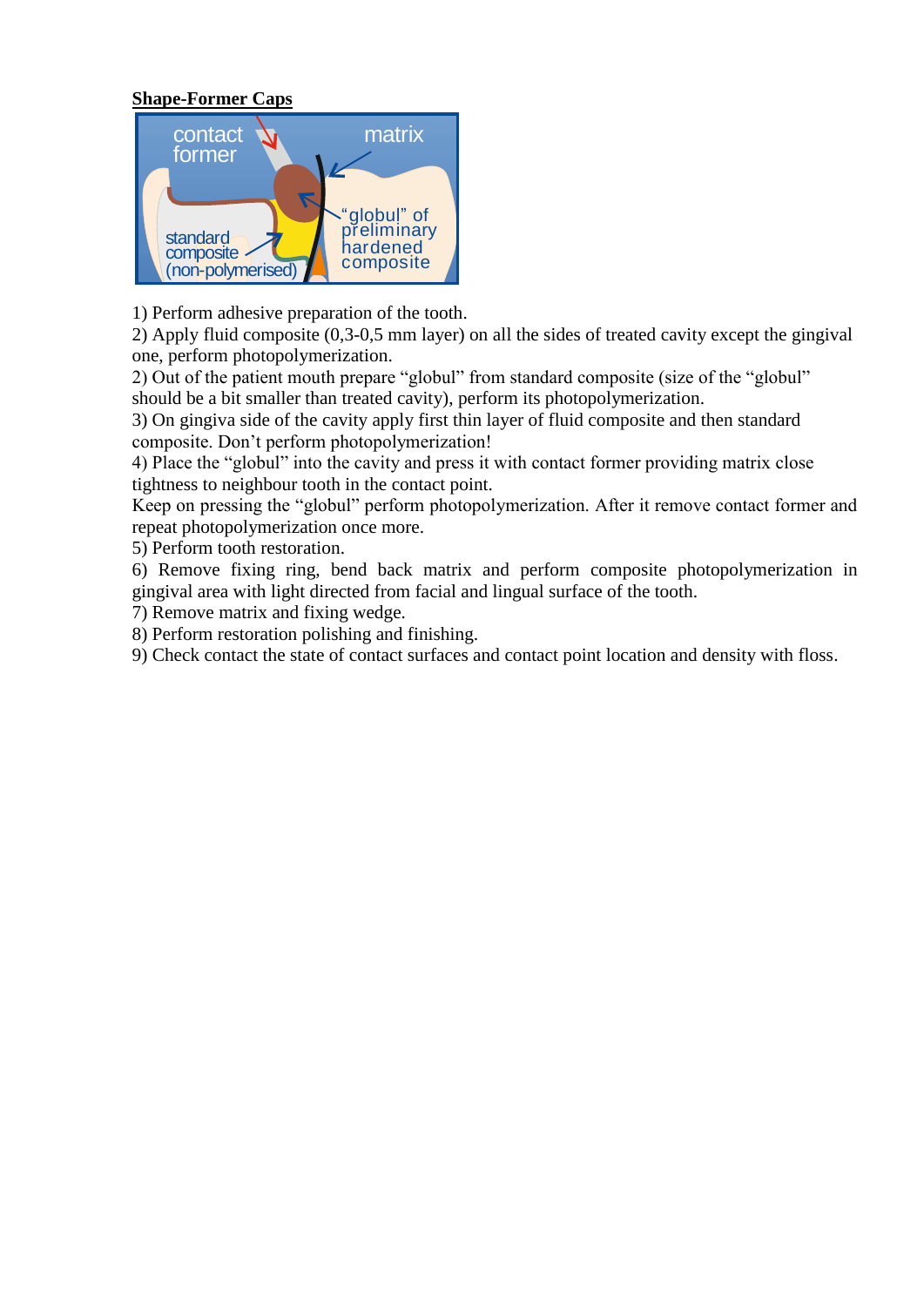**Shape-Former Caps**

contact former

matrix

"globul" of preliminary hardened composite

standard composite (non-polymerised)

1) Perform adhesive preparation of the tooth.
2) Apply fluid composite (0,3-0,5 mm layer) on all the sides of treated cavity except the gingival one, perform photopolymerization.
2) Out of the patient mouth prepare "globul" from standard composite (size of the "globul" should be a bit smaller than treated cavity), perform its photopolymerization.
3) On gingiva side of the cavity apply first thin layer of fluid composite and then standard composite. Don't perform photopolymerization!
4) Place the "globul" into the cavity and press it with contact former providing matrix close tightness to neighbour tooth in the contact point.
Keep on pressing the "globul" perform photopolymerization. After it remove contact former and repeat photopolymerization once more.
5) Perform tooth restoration.
6) Remove fixing ring, bend back matrix and perform composite photopolymerization in gingival area with light directed from facial and lingual surface of the tooth.
7) Remove matrix and fixing wedge.
8) Perform restoration polishing and finishing.
9) Check contact the state of contact surfaces and contact point location and density with floss.